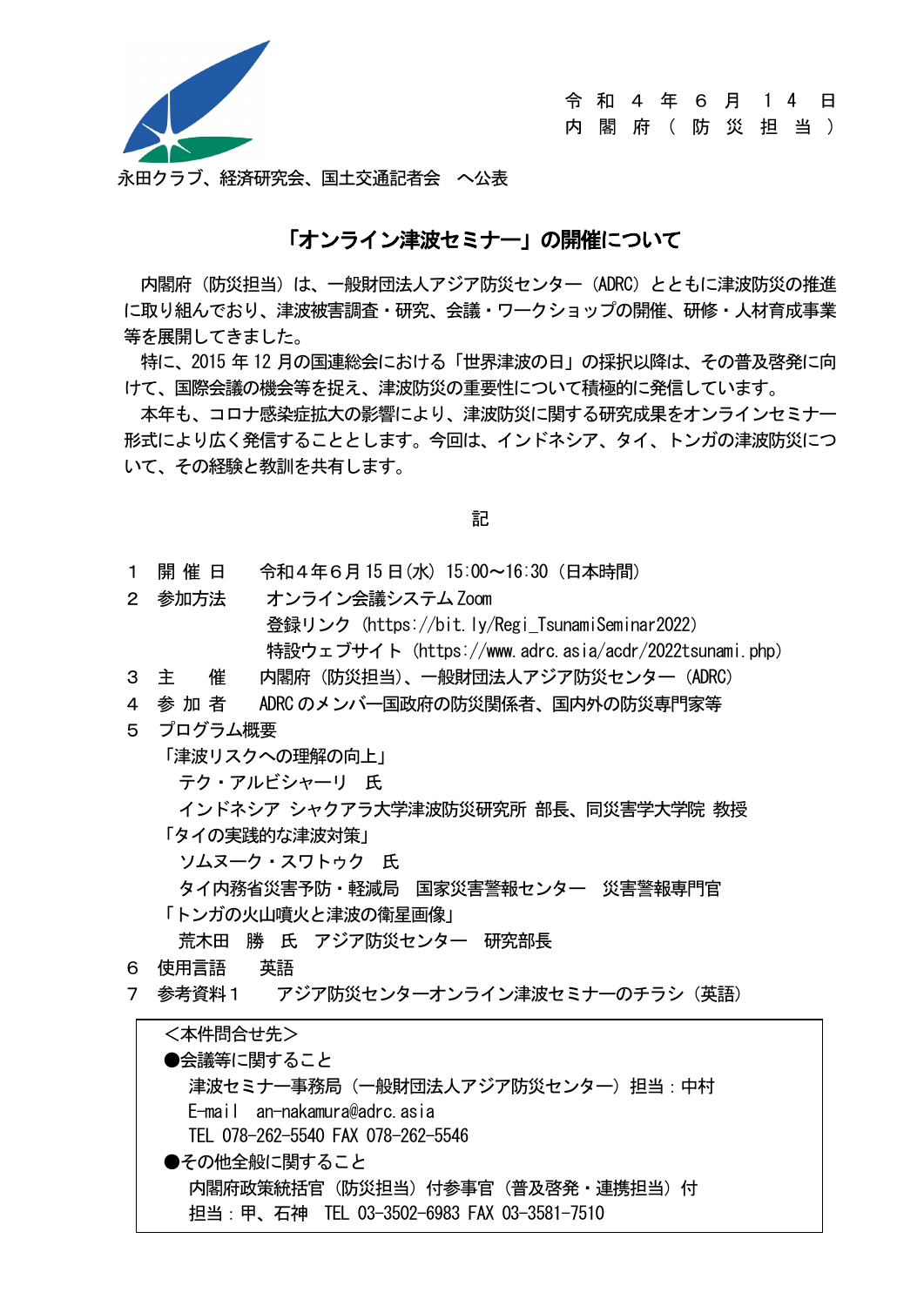令和４年６月１４日
内閣府（防災担当）

永田クラブ、経済研究会、国土交通記者会　へ公表

# 「オンライン津波セミナー」の開催について

内閣府（防災担当）は、一般財団法人アジア防災センター（ADRC）とともに津波防災の推進に取り組んでおり、津波被害調査・研究、会議・ワークショップの開催、研修・人材育成事業等を展開してきました。

特に、2015 年 12 月の国連総会における「世界津波の日」の採択以降は、その普及啓発に向けて、国際会議の機会等を捉え、津波防災の重要性について積極的に発信しています。

本年も、コロナ感染症拡大の影響により、津波防災に関する研究成果をオンラインセミナー形式により広く発信することとします。今回は、インドネシア、タイ、トンガの津波防災について、その経験と教訓を共有します。

記

１　開催日　　令和４年６月 15 日(水) 15:00～16:30（日本時間）

２　参加方法　　オンライン会議システム Zoom
　　登録リンク（https://bit.ly/Regi_TsunamiSeminar2022）
　　特設ウェブサイト（https://www.adrc.asia/acdr/2022tsunami.php）

３　主　　催　　内閣府（防災担当）、一般財団法人アジア防災センター（ADRC）

４　参加者　　ADRC のメンバー国政府の防災関係者、国内外の防災専門家等

５　プログラム概要

「津波リスクへの理解の向上」
　テク・アルビシャーリ　氏
　インドネシア シャクアラ大学津波防災研究所 部長、同災害学大学院 教授

「タイの実践的な津波対策」
　ソムヌーク・スワトゥク　氏
　タイ内務省災害予防・軽減局　国家災害警報センター　災害警報専門官

「トンガの火山噴火と津波の衛星画像」
　荒木田　勝　氏　アジア防災センター　研究部長

６　使用言語　　英語

７　参考資料１　　アジア防災センターオンライン津波セミナーのチラシ（英語）

<本件問合せ先>

●会議等に関すること
　津波セミナー事務局（一般財団法人アジア防災センター）担当：中村
　E-mail　an-nakamura@adrc.asia
　TEL 078-262-5540 FAX 078-262-5546

●その他全般に関すること
　内閣府政策統括官（防災担当）付参事官（普及啓発・連携担当）付
　担当：甲、石神　TEL 03-3502-6983 FAX 03-3581-7510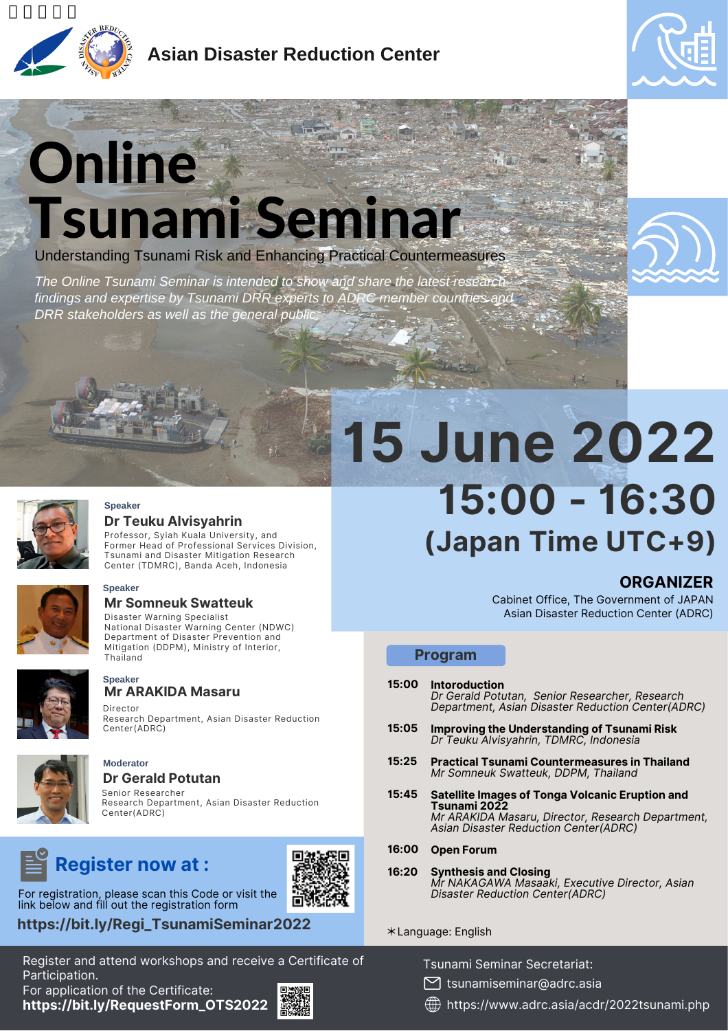Asian Disaster Reduction Center

# Online Tsunami Seminar

## Understanding Tsunami Risk and Enhancing Practical Countermeasures

*The Online Tsunami Seminar is intended to show and share the latest research findings and expertise by Tsunami DRR experts to ADRC member countries and DRR stakeholders as well as the general public.*

# 15 June 2022

## 15:00 - 16:30

## (Japan Time UTC+9)

**ORGANIZER**

Cabinet Office, The Government of JAPAN
Asian Disaster Reduction Center (ADRC)

Speaker
**Dr Teuku Alvisyahrin**
Professor, Syiah Kuala University, and Former Head of Professional Services Division, Tsunami and Disaster Mitigation Research Center (TDMRC), Banda Aceh, Indonesia

Speaker
**Mr Somneuk Swatteuk**
Disaster Warning Specialist
National Disaster Warning Center (NDWC)
Department of Disaster Prevention and Mitigation (DDPM), Ministry of Interior, Thailand

Speaker
**Mr ARAKIDA Masaru**
Director
Research Department, Asian Disaster Reduction Center(ADRC)

Moderator
**Dr Gerald Potutan**
Senior Researcher
Research Department, Asian Disaster Reduction Center(ADRC)

## Program

- **15:00** **Interoduction**
  *Dr Gerald Potutan, Senior Researcher, Research Department, Asian Disaster Reduction Center(ADRC)*
- **15:05** **Improving the Understanding of Tsunami Risk**
  *Dr Teuku Alvisyahrin, TDMRC, Indonesia*
- **15:25** **Practical Tsunami Countermeasures in Thailand**
  *Mr Somneuk Swatteuk, DDPM, Thailand*
- **15:45** **Satellite Images of Tonga Volcanic Eruption and Tsunami 2022**
  *Mr ARAKIDA Masaru, Director, Research Department, Asian Disaster Reduction Center(ADRC)*
- **16:00** **Open Forum**
- **16:20** **Synthesis and Closing**
  *Mr NAKAGAWA Masaaki, Executive Director, Asian Disaster Reduction Center(ADRC)*

*Language: English

## Register now at :

For registration, please scan this Code or visit the link below and fill out the registration form

**https://bit.ly/Regi_TsunamiSeminar2022**

Register and attend workshops and receive a Certificate of Participation.
For application of the Certificate:
**https://bit.ly/RequestForm_OTS2022**

Tsunami Seminar Secretariat:
tsunamiseminar@adrc.asia
https://www.adrc.asia/acdr/2022tsunami.php